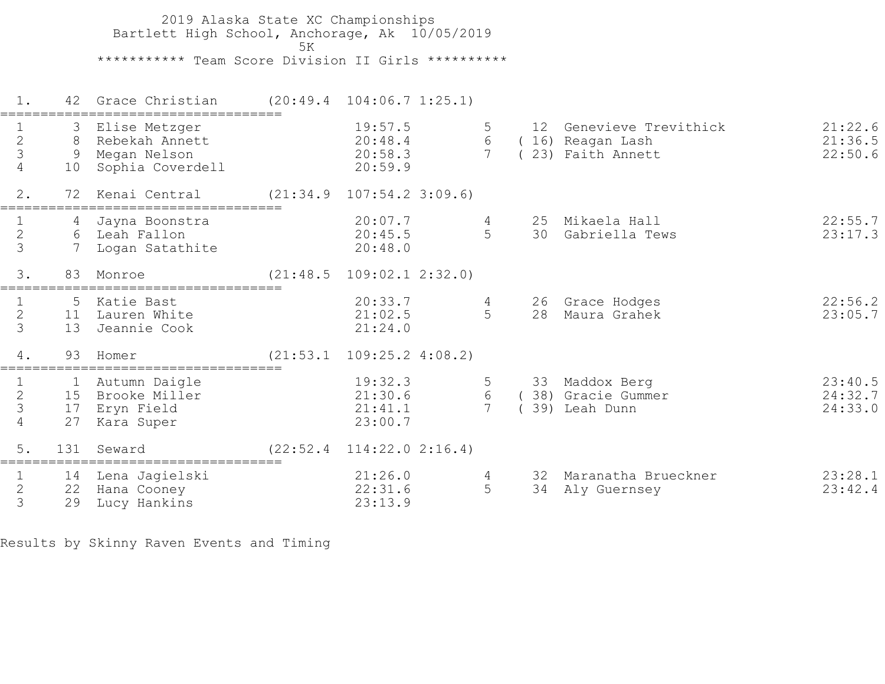# 2019 Alaska State XC Championships

Bartlett High School, Anchorage, Ak 10/05/2019

5K

*********** Team Score Division II Girls **********

## 1. 42 Grace Christian (20:49.4 104:06.7 1:25.1)

| # | Place | Name | Time | # | Place | Name | Time |
|---|---|---|---|---|---|---|---|
| 1 | 3 | Elise Metzger | 19:57.5 | 5 | 12 | Genevieve Trevithick | 21:22.6 |
| 2 | 8 | Rebekah Annett | 20:48.4 | 6 | (16) | Reagan Lash | 21:36.5 |
| 3 | 9 | Megan Nelson | 20:58.3 | 7 | (23) | Faith Annett | 22:50.6 |
| 4 | 10 | Sophia Coverdell | 20:59.9 | | | | |

## 2. 72 Kenai Central (21:34.9 107:54.2 3:09.6)

| # | Place | Name | Time | # | Place | Name | Time |
|---|---|---|---|---|---|---|---|
| 1 | 4 | Jayna Boonstra | 20:07.7 | 4 | 25 | Mikaela Hall | 22:55.7 |
| 2 | 6 | Leah Fallon | 20:45.5 | 5 | 30 | Gabriella Tews | 23:17.3 |
| 3 | 7 | Logan Satathite | 20:48.0 | | | | |

## 3. 83 Monroe (21:48.5 109:02.1 2:32.0)

| # | Place | Name | Time | # | Place | Name | Time |
|---|---|---|---|---|---|---|---|
| 1 | 5 | Katie Bast | 20:33.7 | 4 | 26 | Grace Hodges | 22:56.2 |
| 2 | 11 | Lauren White | 21:02.5 | 5 | 28 | Maura Grahek | 23:05.7 |
| 3 | 13 | Jeannie Cook | 21:24.0 | | | | |

## 4. 93 Homer (21:53.1 109:25.2 4:08.2)

| # | Place | Name | Time | # | Place | Name | Time |
|---|---|---|---|---|---|---|---|
| 1 | 1 | Autumn Daigle | 19:32.3 | 5 | 33 | Maddox Berg | 23:40.5 |
| 2 | 15 | Brooke Miller | 21:30.6 | 6 | (38) | Gracie Gummer | 24:32.7 |
| 3 | 17 | Eryn Field | 21:41.1 | 7 | (39) | Leah Dunn | 24:33.0 |
| 4 | 27 | Kara Super | 23:00.7 | | | | |

## 5. 131 Seward (22:52.4 114:22.0 2:16.4)

| # | Place | Name | Time | # | Place | Name | Time |
|---|---|---|---|---|---|---|---|
| 1 | 14 | Lena Jagielski | 21:26.0 | 4 | 32 | Maranatha Brueckner | 23:28.1 |
| 2 | 22 | Hana Cooney | 22:31.6 | 5 | 34 | Aly Guernsey | 23:42.4 |
| 3 | 29 | Lucy Hankins | 23:13.9 | | | | |

Results by Skinny Raven Events and Timing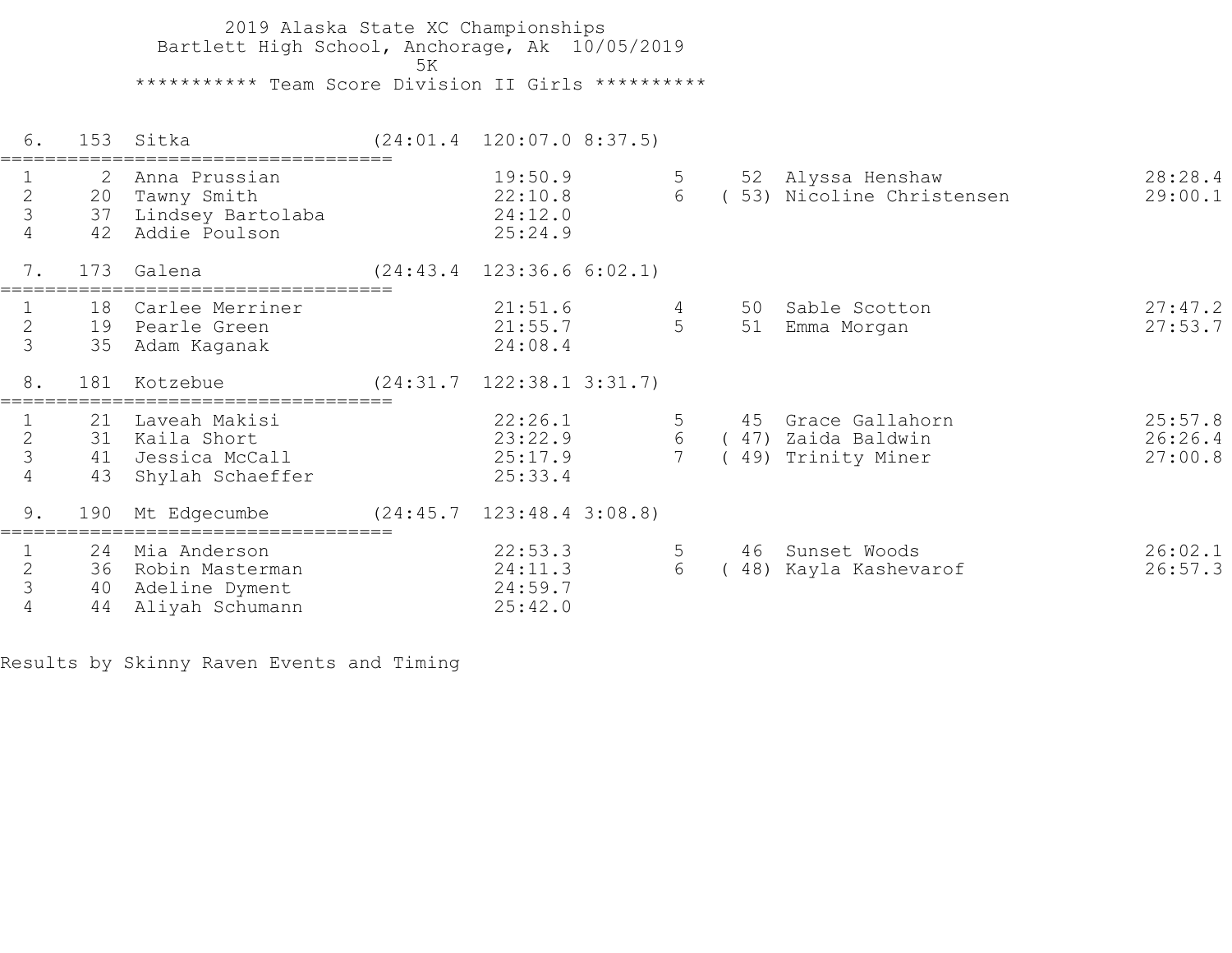2019 Alaska State XC Championships
Bartlett High School, Anchorage, Ak 10/05/2019
5K

*********** Team Score Division II Girls **********

**6. 153 Sitka (24:01.4 120:07.0 8:37.5)**

| | | | | | | | |
|---|---|---|---|---|---|---|---|
| 1 | 2 | Anna Prussian | 19:50.9 | 5 | 52 | Alyssa Henshaw | 28:28.4 |
| 2 | 20 | Tawny Smith | 22:10.8 | 6 | ( 53) | Nicoline Christensen | 29:00.1 |
| 3 | 37 | Lindsey Bartolaba | 24:12.0 | | | | |
| 4 | 42 | Addie Poulson | 25:24.9 | | | | |

**7. 173 Galena (24:43.4 123:36.6 6:02.1)**

| | | | | | | | |
|---|---|---|---|---|---|---|---|
| 1 | 18 | Carlee Merriner | 21:51.6 | 4 | 50 | Sable Scotton | 27:47.2 |
| 2 | 19 | Pearle Green | 21:55.7 | 5 | 51 | Emma Morgan | 27:53.7 |
| 3 | 35 | Adam Kaganak | 24:08.4 | | | | |

**8. 181 Kotzebue (24:31.7 122:38.1 3:31.7)**

| | | | | | | | |
|---|---|---|---|---|---|---|---|
| 1 | 21 | Laveah Makisi | 22:26.1 | 5 | 45 | Grace Gallahorn | 25:57.8 |
| 2 | 31 | Kaila Short | 23:22.9 | 6 | ( 47) | Zaida Baldwin | 26:26.4 |
| 3 | 41 | Jessica McCall | 25:17.9 | 7 | ( 49) | Trinity Miner | 27:00.8 |
| 4 | 43 | Shylah Schaeffer | 25:33.4 | | | | |

**9. 190 Mt Edgecumbe (24:45.7 123:48.4 3:08.8)**

| | | | | | | | |
|---|---|---|---|---|---|---|---|
| 1 | 24 | Mia Anderson | 22:53.3 | 5 | 46 | Sunset Woods | 26:02.1 |
| 2 | 36 | Robin Masterman | 24:11.3 | 6 | ( 48) | Kayla Kashevarof | 26:57.3 |
| 3 | 40 | Adeline Dyment | 24:59.7 | | | | |
| 4 | 44 | Aliyah Schumann | 25:42.0 | | | | |

Results by Skinny Raven Events and Timing